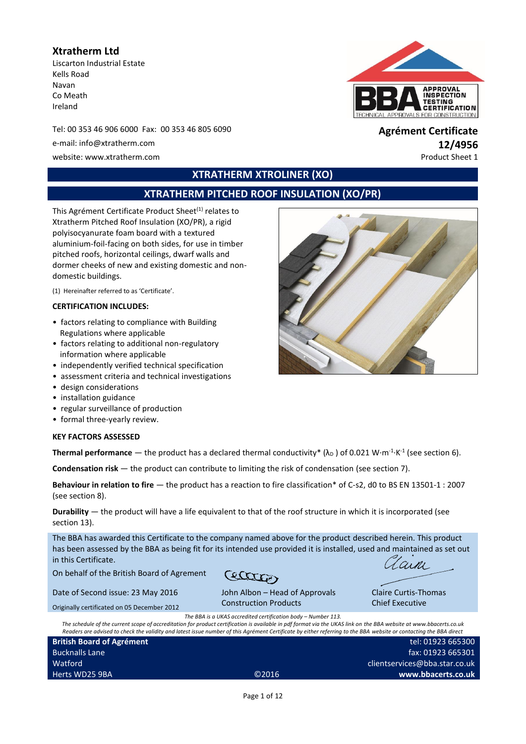**Xtratherm Ltd**
Liscarton Industrial Estate
Kells Road
Navan
Co Meath
Ireland

Tel: 00 353 46 906 6000 Fax: 00 353 46 805 6090
e-mail: info@xtratherm.com
website: www.xtratherm.com

**Agrément Certificate**
**12/4956**
Product Sheet 1

# XTRATHERM XTROLINER (XO)

## XTRATHERM PITCHED ROOF INSULATION (XO/PR)

This Agrément Certificate Product Sheet[1] relates to Xtratherm Pitched Roof Insulation (XO/PR), a rigid polyisocyanurate foam board with a textured aluminium-foil-facing on both sides, for use in timber pitched roofs, horizontal ceilings, dwarf walls and dormer cheeks of new and existing domestic and non-domestic buildings.

(1) Hereinafter referred to as 'Certificate'.

**CERTIFICATION INCLUDES:**

- factors relating to compliance with Building Regulations where applicable
- factors relating to additional non-regulatory information where applicable
- independently verified technical specification
- assessment criteria and technical investigations
- design considerations
- installation guidance
- regular surveillance of production
- formal three-yearly review.

**KEY FACTORS ASSESSED**

**Thermal performance** — the product has a declared thermal conductivity* ($\lambda_D$) of 0.021 $W{\cdot}m^{-1}{\cdot}K^{-1}$ (see section 6).

**Condensation risk** — the product can contribute to limiting the risk of condensation (see section 7).

**Behaviour in relation to fire** — the product has a reaction to fire classification* of C-s2, d0 to BS EN 13501-1 : 2007 (see section 8).

**Durability** — the product will have a life equivalent to that of the roof structure in which it is incorporated (see section 13).

The BBA has awarded this Certificate to the company named above for the product described herein. This product has been assessed by the BBA as being fit for its intended use provided it is installed, used and maintained as set out in this Certificate.

On behalf of the British Board of Agrément

Date of Second issue: 23 May 2016
Originally certificated on 05 December 2012

John Albon – Head of Approvals
Construction Products

Claire Curtis-Thomas
Chief Executive

*The BBA is a UKAS accredited certification body – Number 113.*
*The schedule of the current scope of accreditation for product certification is available in pdf format via the UKAS link on the BBA website at www.bbacerts.co.uk*
*Readers are advised to check the validity and latest issue number of this Agrément Certificate by either referring to the BBA website or contacting the BBA direct*

**British Board of Agrément**
Bucknalls Lane
Watford
Herts WD25 9BA

©2016

tel: 01923 665300
fax: 01923 665301
clientservices@bba.star.co.uk
**www.bbacerts.co.uk**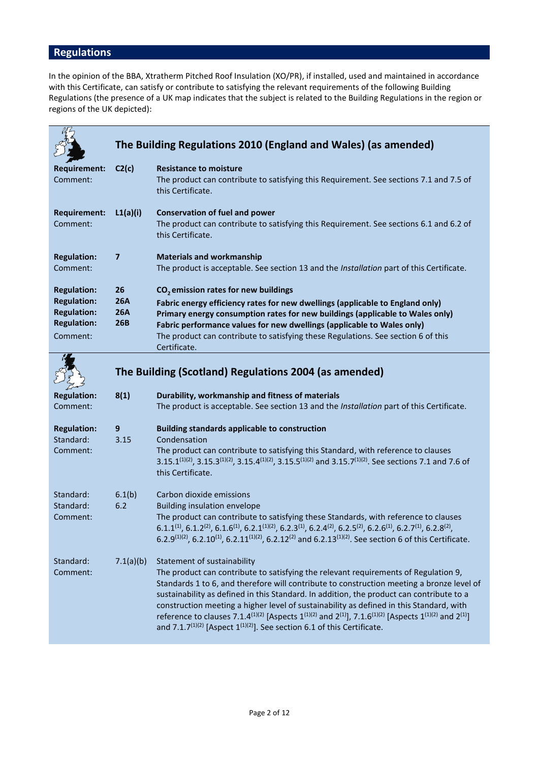## Regulations

In the opinion of the BBA, Xtratherm Pitched Roof Insulation (XO/PR), if installed, used and maintained in accordance with this Certificate, can satisfy or contribute to satisfying the relevant requirements of the following Building Regulations (the presence of a UK map indicates that the subject is related to the Building Regulations in the region or regions of the UK depicted):

### The Building Regulations 2010 (England and Wales) (as amended)

**Requirement:** **C2(c)** **Resistance to moisture**
Comment: The product can contribute to satisfying this Requirement. See sections 7.1 and 7.5 of this Certificate.

**Requirement:** **L1(a)(i)** **Conservation of fuel and power**
Comment: The product can contribute to satisfying this Requirement. See sections 6.1 and 6.2 of this Certificate.

**Regulation:** **7** **Materials and workmanship**
Comment: The product is acceptable. See section 13 and the *Installation* part of this Certificate.

**Regulation:** **26** **$CO_2$ emission rates for new buildings**
**Regulation:** **26A** **Fabric energy efficiency rates for new dwellings (applicable to England only)**
**Regulation:** **26A** **Primary energy consumption rates for new buildings (applicable to Wales only)**
**Regulation:** **26B** **Fabric performance values for new dwellings (applicable to Wales only)**
Comment: The product can contribute to satisfying these Regulations. See section 6 of this Certificate.

### The Building (Scotland) Regulations 2004 (as amended)

**Regulation:** **8(1)** **Durability, workmanship and fitness of materials**
Comment: The product is acceptable. See section 13 and the *Installation* part of this Certificate.

**Regulation:** **9** **Building standards applicable to construction**
Standard: 3.15 Condensation
Comment: The product can contribute to satisfying this Standard, with reference to clauses 3.15.1[(1)(2)], 3.15.3[(1)(2)], 3.15.4[(1)(2)], 3.15.5[(1)(2)] and 3.15.7[(1)(2)]. See sections 7.1 and 7.6 of this Certificate.

Standard: 6.1(b) Carbon dioxide emissions
Standard: 6.2 Building insulation envelope
Comment: The product can contribute to satisfying these Standards, with reference to clauses 6.1.1[(1)], 6.1.2[(2)], 6.1.6[(1)], 6.2.1[(1)(2)], 6.2.3[(1)], 6.2.4[(2)], 6.2.5[(2)], 6.2.6[(1)], 6.2.7[(1)], 6.2.8[(2)], 6.2.9[(1)(2)], 6.2.10[(1)], 6.2.11[(1)(2)], 6.2.12[(2)] and 6.2.13[(1)(2)]. See section 6 of this Certificate.

Standard: 7.1(a)(b) Statement of sustainability
Comment: The product can contribute to satisfying the relevant requirements of Regulation 9, Standards 1 to 6, and therefore will contribute to construction meeting a bronze level of sustainability as defined in this Standard. In addition, the product can contribute to a construction meeting a higher level of sustainability as defined in this Standard, with reference to clauses 7.1.4[(1)(2)] [Aspects 1[(1)(2)] and 2[(1)]], 7.1.6[(1)(2)] [Aspects 1[(1)(2)] and 2[(1)]] and 7.1.7[(1)(2)] [Aspect 1[(1)(2)]]. See section 6.1 of this Certificate.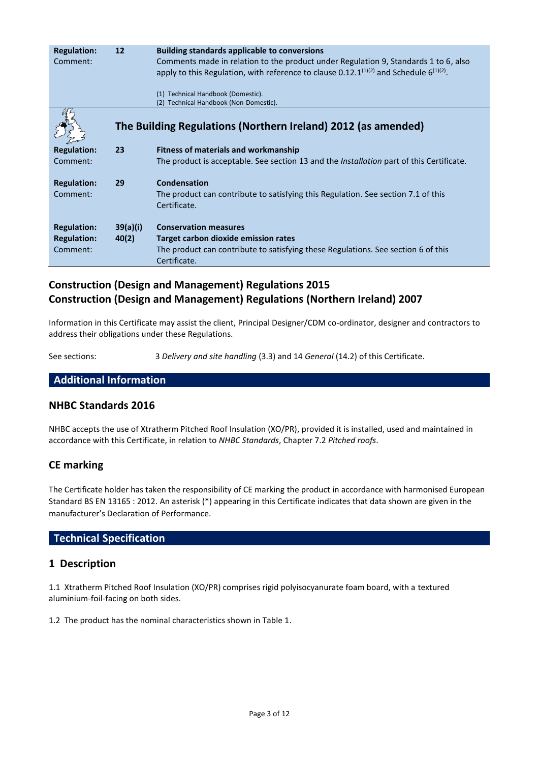| | | |
|---|---|---|
| **Regulation:** | **12** | **Building standards applicable to conversions** |
| Comment: | | Comments made in relation to the product under Regulation 9, Standards 1 to 6, also apply to this Regulation, with reference to clause 0.12.1[(1)(2)] and Schedule 6[(1)(2)]. |
| | | (1) Technical Handbook (Domestic). (2) Technical Handbook (Non-Domestic). |

## The Building Regulations (Northern Ireland) 2012 (as amended)

| | | |
|---|---|---|
| **Regulation:** | **23** | **Fitness of materials and workmanship** |
| Comment: | | The product is acceptable. See section 13 and the *Installation* part of this Certificate. |
| **Regulation:** | **29** | **Condensation** |
| Comment: | | The product can contribute to satisfying this Regulation. See section 7.1 of this Certificate. |
| **Regulation:** | **39(a)(i)** | **Conservation measures** |
| **Regulation:** | **40(2)** | **Target carbon dioxide emission rates** |
| Comment: | | The product can contribute to satisfying these Regulations. See section 6 of this Certificate. |

## Construction (Design and Management) Regulations 2015
## Construction (Design and Management) Regulations (Northern Ireland) 2007

Information in this Certificate may assist the client, Principal Designer/CDM co-ordinator, designer and contractors to address their obligations under these Regulations.

See sections: 3 *Delivery and site handling* (3.3) and 14 *General* (14.2) of this Certificate.

# Additional Information

## NHBC Standards 2016

NHBC accepts the use of Xtratherm Pitched Roof Insulation (XO/PR), provided it is installed, used and maintained in accordance with this Certificate, in relation to *NHBC Standards*, Chapter 7.2 *Pitched roofs*.

## CE marking

The Certificate holder has taken the responsibility of CE marking the product in accordance with harmonised European Standard BS EN 13165 : 2012. An asterisk (*) appearing in this Certificate indicates that data shown are given in the manufacturer's Declaration of Performance.

# Technical Specification

## 1 Description

1.1 Xtratherm Pitched Roof Insulation (XO/PR) comprises rigid polyisocyanurate foam board, with a textured aluminium-foil-facing on both sides.

1.2 The product has the nominal characteristics shown in Table 1.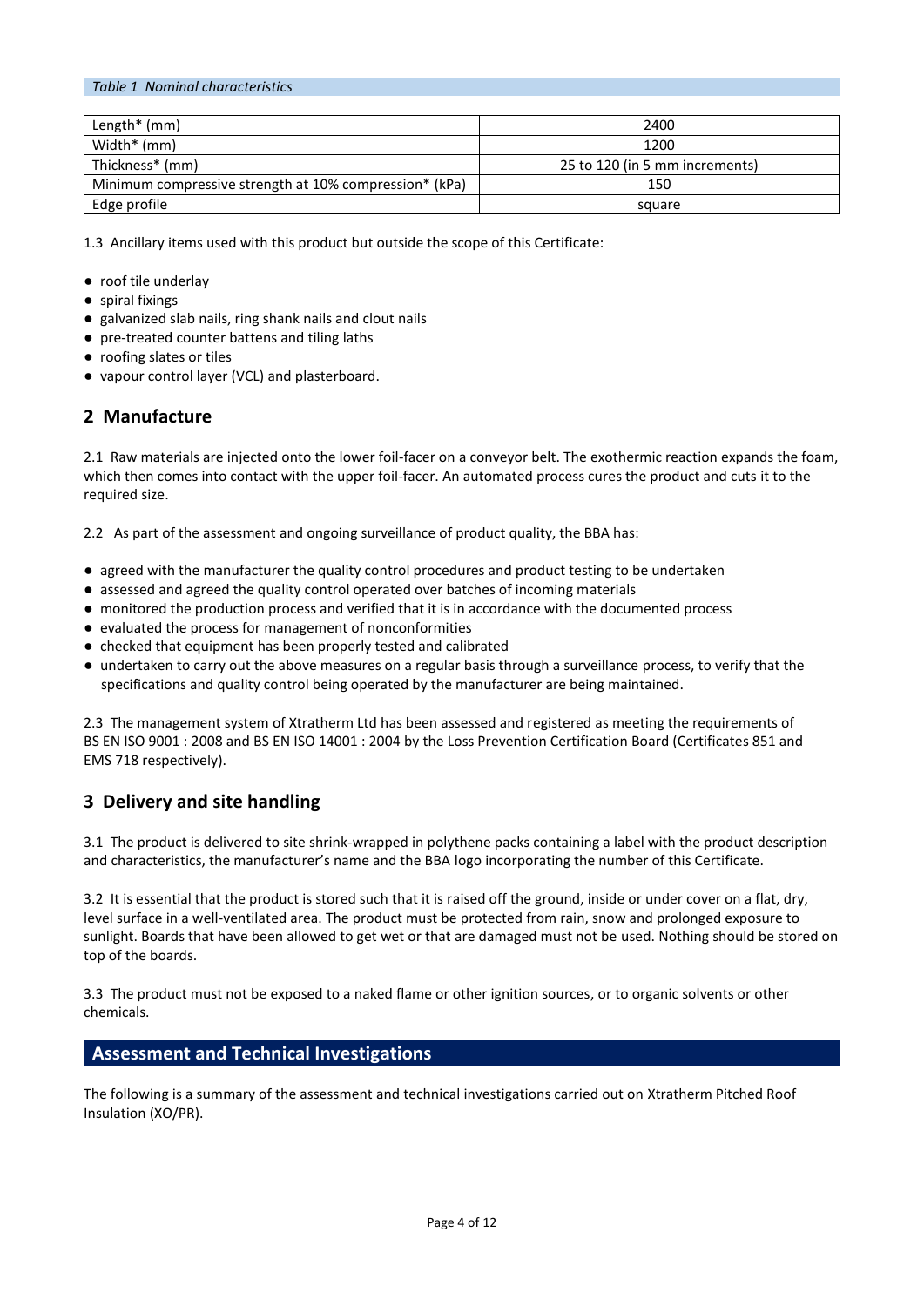*Table 1 Nominal characteristics*

| | |
|---|---|
| Length* (mm) | 2400 |
| Width* (mm) | 1200 |
| Thickness* (mm) | 25 to 120 (in 5 mm increments) |
| Minimum compressive strength at 10% compression* (kPa) | 150 |
| Edge profile | square |

1.3 Ancillary items used with this product but outside the scope of this Certificate:

- roof tile underlay
- spiral fixings
- galvanized slab nails, ring shank nails and clout nails
- pre-treated counter battens and tiling laths
- roofing slates or tiles
- vapour control layer (VCL) and plasterboard.

## 2 Manufacture

2.1 Raw materials are injected onto the lower foil-facer on a conveyor belt. The exothermic reaction expands the foam, which then comes into contact with the upper foil-facer. An automated process cures the product and cuts it to the required size.

2.2 As part of the assessment and ongoing surveillance of product quality, the BBA has:

- agreed with the manufacturer the quality control procedures and product testing to be undertaken
- assessed and agreed the quality control operated over batches of incoming materials
- monitored the production process and verified that it is in accordance with the documented process
- evaluated the process for management of nonconformities
- checked that equipment has been properly tested and calibrated
- undertaken to carry out the above measures on a regular basis through a surveillance process, to verify that the specifications and quality control being operated by the manufacturer are being maintained.

2.3 The management system of Xtratherm Ltd has been assessed and registered as meeting the requirements of BS EN ISO 9001 : 2008 and BS EN ISO 14001 : 2004 by the Loss Prevention Certification Board (Certificates 851 and EMS 718 respectively).

## 3 Delivery and site handling

3.1 The product is delivered to site shrink-wrapped in polythene packs containing a label with the product description and characteristics, the manufacturer's name and the BBA logo incorporating the number of this Certificate.

3.2 It is essential that the product is stored such that it is raised off the ground, inside or under cover on a flat, dry, level surface in a well-ventilated area. The product must be protected from rain, snow and prolonged exposure to sunlight. Boards that have been allowed to get wet or that are damaged must not be used. Nothing should be stored on top of the boards.

3.3 The product must not be exposed to a naked flame or other ignition sources, or to organic solvents or other chemicals.

## Assessment and Technical Investigations

The following is a summary of the assessment and technical investigations carried out on Xtratherm Pitched Roof Insulation (XO/PR).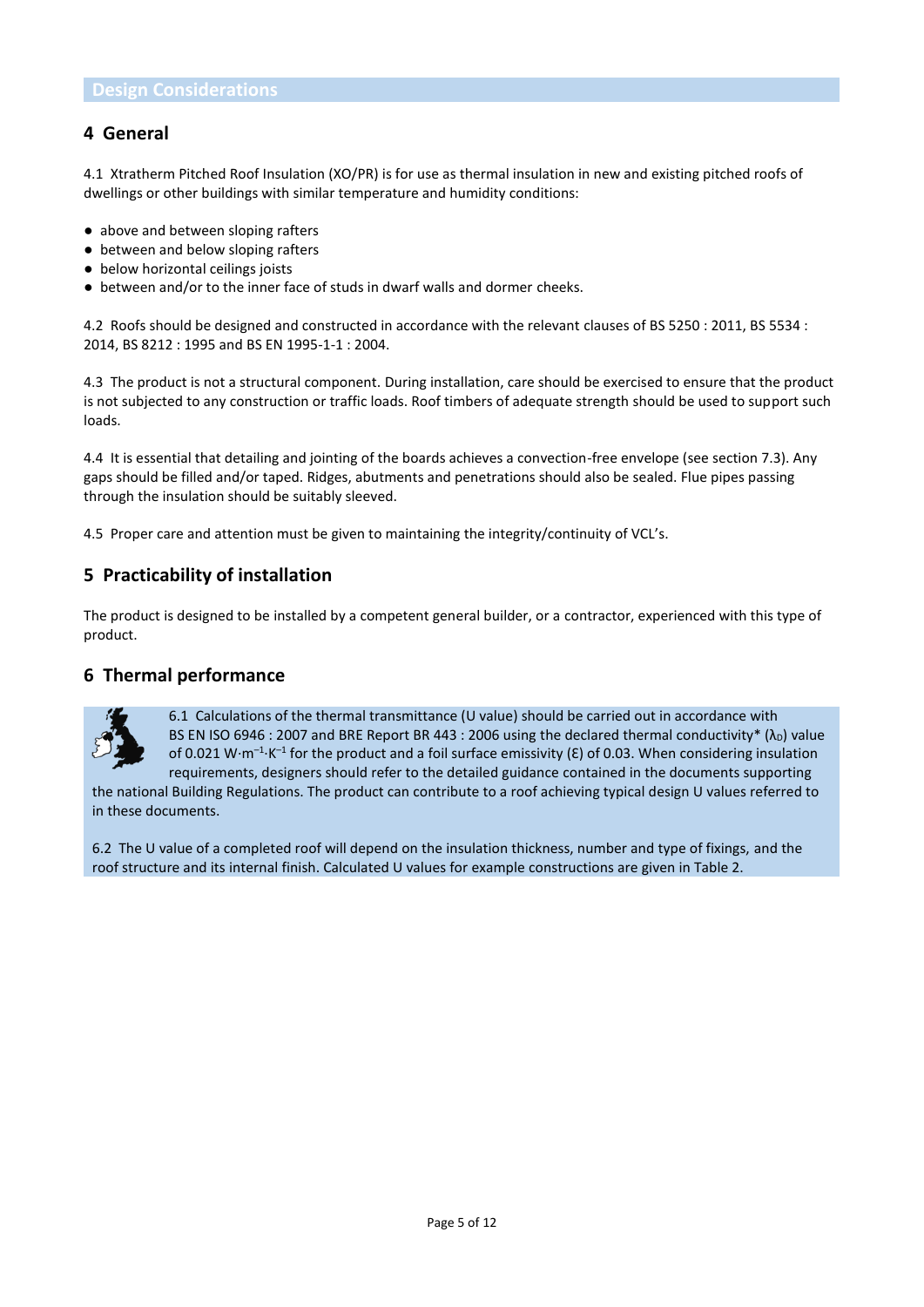## Design Considerations

## 4 General

4.1 Xtratherm Pitched Roof Insulation (XO/PR) is for use as thermal insulation in new and existing pitched roofs of dwellings or other buildings with similar temperature and humidity conditions:

- above and between sloping rafters
- between and below sloping rafters
- below horizontal ceilings joists
- between and/or to the inner face of studs in dwarf walls and dormer cheeks.

4.2 Roofs should be designed and constructed in accordance with the relevant clauses of BS 5250 : 2011, BS 5534 : 2014, BS 8212 : 1995 and BS EN 1995-1-1 : 2004.

4.3 The product is not a structural component. During installation, care should be exercised to ensure that the product is not subjected to any construction or traffic loads. Roof timbers of adequate strength should be used to support such loads.

4.4 It is essential that detailing and jointing of the boards achieves a convection-free envelope (see section 7.3). Any gaps should be filled and/or taped. Ridges, abutments and penetrations should also be sealed. Flue pipes passing through the insulation should be suitably sleeved.

4.5 Proper care and attention must be given to maintaining the integrity/continuity of VCL's.

## 5 Practicability of installation

The product is designed to be installed by a competent general builder, or a contractor, experienced with this type of product.

## 6 Thermal performance

6.1 Calculations of the thermal transmittance (U value) should be carried out in accordance with BS EN ISO 6946 : 2007 and BRE Report BR 443 : 2006 using the declared thermal conductivity* ($\lambda_D$) value of 0.021 $W{\cdot}m^{-1}{\cdot}K^{-1}$ for the product and a foil surface emissivity ($\varepsilon$) of 0.03. When considering insulation requirements, designers should refer to the detailed guidance contained in the documents supporting the national Building Regulations. The product can contribute to a roof achieving typical design U values referred to in these documents.

6.2 The U value of a completed roof will depend on the insulation thickness, number and type of fixings, and the roof structure and its internal finish. Calculated U values for example constructions are given in Table 2.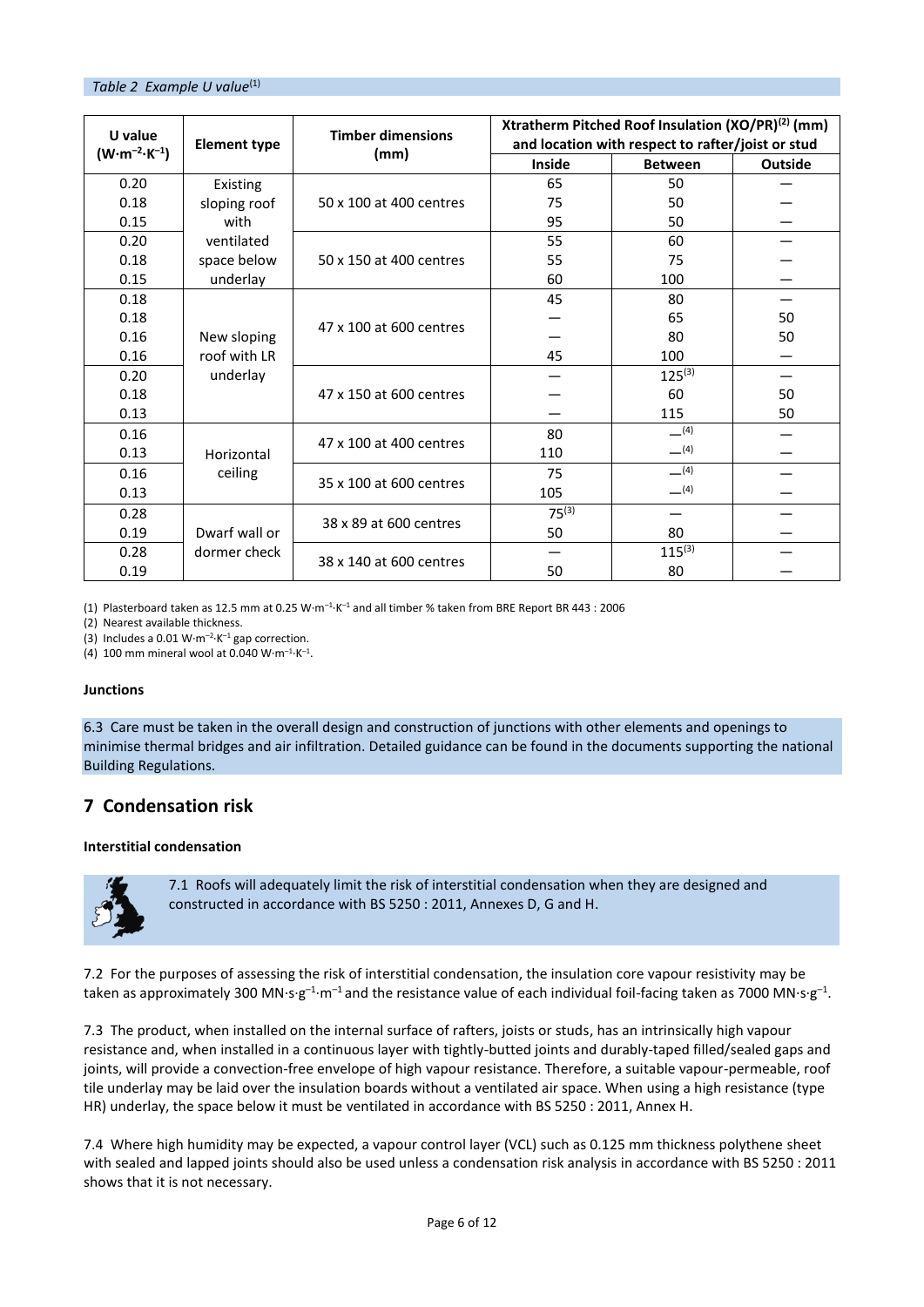*Table 2 Example U value*[1]

| U value ($W{\cdot}m^{-2}{\cdot}K^{-1}$) | Element type | Timber dimensions (mm) | Xtratherm Pitched Roof Insulation (XO/PR)[2] (mm) and location with respect to rafter/joist or stud | | |
|---|---|---|---|---|---|
| | | | Inside | Between | Outside |
| 0.20 | Existing sloping roof with ventilated space below underlay | 50 x 100 at 400 centres | 65 | 50 | — |
| 0.18 | | | 75 | 50 | — |
| 0.15 | | | 95 | 50 | — |
| 0.20 | | 50 x 150 at 400 centres | 55 | 60 | — |
| 0.18 | | | 55 | 75 | — |
| 0.15 | | | 60 | 100 | — |
| 0.18 | New sloping roof with LR underlay | 47 x 100 at 600 centres | 45 | 80 | — |
| 0.18 | | | — | 65 | 50 |
| 0.16 | | | — | 80 | 50 |
| 0.16 | | | 45 | 100 | — |
| 0.20 | | 47 x 150 at 600 centres | — | 125[3] | — |
| 0.18 | | | — | 60 | 50 |
| 0.13 | | | — | 115 | 50 |
| 0.16 | Horizontal ceiling | 47 x 100 at 400 centres | 80 | —[4] | — |
| 0.13 | | | 110 | —[4] | — |
| 0.16 | | 35 x 100 at 600 centres | 75 | —[4] | — |
| 0.13 | | | 105 | —[4] | — |
| 0.28 | Dwarf wall or dormer check | 38 x 89 at 600 centres | 75[3] | — | — |
| 0.19 | | | 50 | 80 | — |
| 0.28 | | 38 x 140 at 600 centres | — | 115[3] | — |
| 0.19 | | | 50 | 80 | — |

(1) Plasterboard taken as 12.5 mm at 0.25 $W{\cdot}m^{-1}{\cdot}K^{-1}$ and all timber % taken from BRE Report BR 443 : 2006

(2) Nearest available thickness.

(3) Includes a 0.01 $W{\cdot}m^{-2}{\cdot}K^{-1}$ gap correction.

(4) 100 mm mineral wool at 0.040 $W{\cdot}m^{-1}{\cdot}K^{-1}$.

**Junctions**

6.3 Care must be taken in the overall design and construction of junctions with other elements and openings to minimise thermal bridges and air infiltration. Detailed guidance can be found in the documents supporting the national Building Regulations.

## 7 Condensation risk

**Interstitial condensation**

7.1 Roofs will adequately limit the risk of interstitial condensation when they are designed and constructed in accordance with BS 5250 : 2011, Annexes D, G and H.

7.2 For the purposes of assessing the risk of interstitial condensation, the insulation core vapour resistivity may be taken as approximately 300 $MN{\cdot}s{\cdot}g^{-1}{\cdot}m^{-1}$ and the resistance value of each individual foil-facing taken as 7000 $MN{\cdot}s{\cdot}g^{-1}$.

7.3 The product, when installed on the internal surface of rafters, joists or studs, has an intrinsically high vapour resistance and, when installed in a continuous layer with tightly-butted joints and durably-taped filled/sealed gaps and joints, will provide a convection-free envelope of high vapour resistance. Therefore, a suitable vapour-permeable, roof tile underlay may be laid over the insulation boards without a ventilated air space. When using a high resistance (type HR) underlay, the space below it must be ventilated in accordance with BS 5250 : 2011, Annex H.

7.4 Where high humidity may be expected, a vapour control layer (VCL) such as 0.125 mm thickness polythene sheet with sealed and lapped joints should also be used unless a condensation risk analysis in accordance with BS 5250 : 2011 shows that it is not necessary.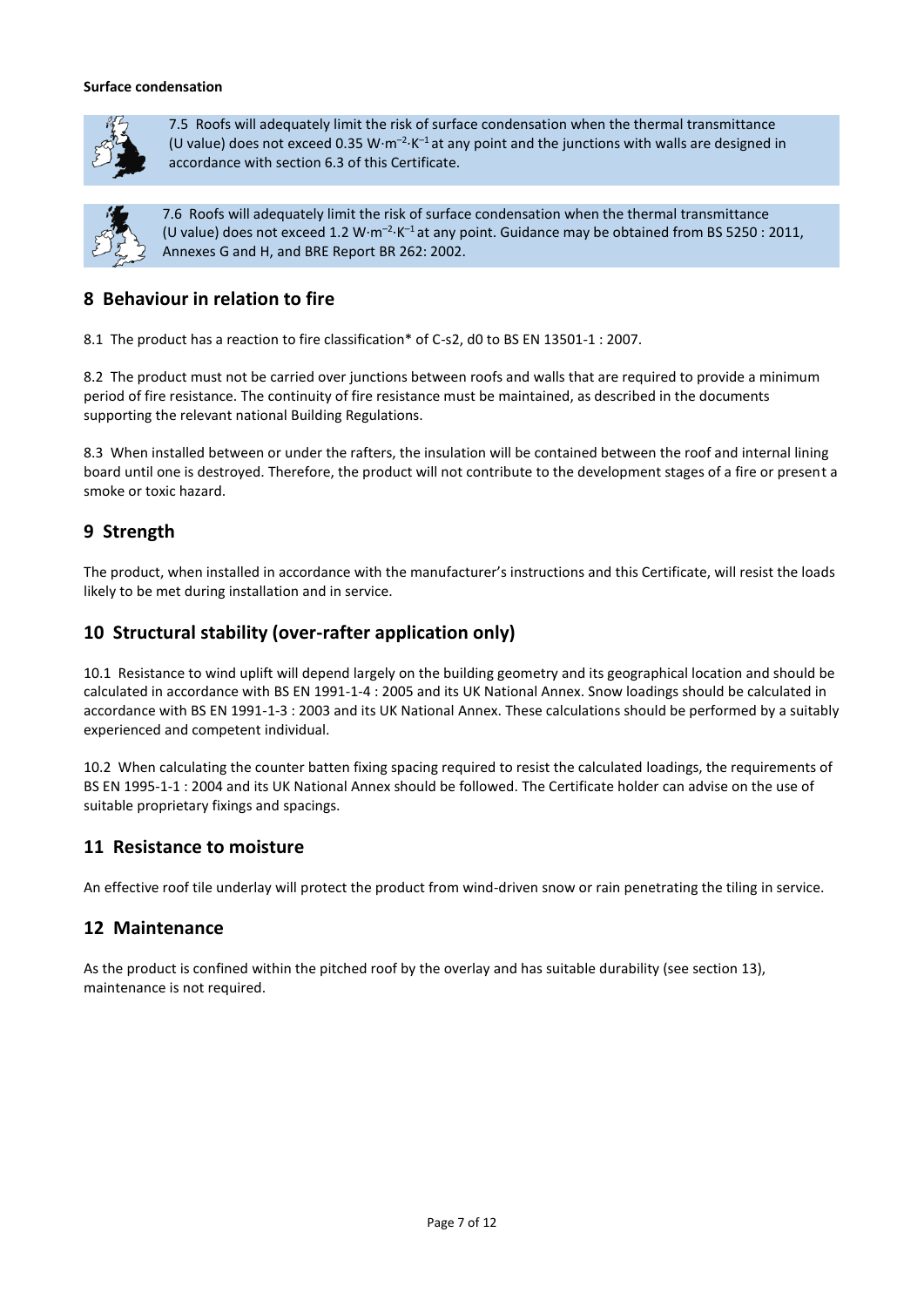**Surface condensation**

7.5 Roofs will adequately limit the risk of surface condensation when the thermal transmittance (U value) does not exceed 0.35 $W \cdot m^{-2} \cdot K^{-1}$ at any point and the junctions with walls are designed in accordance with section 6.3 of this Certificate.

7.6 Roofs will adequately limit the risk of surface condensation when the thermal transmittance (U value) does not exceed 1.2 $W \cdot m^{-2} \cdot K^{-1}$ at any point. Guidance may be obtained from BS 5250 : 2011, Annexes G and H, and BRE Report BR 262: 2002.

## 8 Behaviour in relation to fire

8.1 The product has a reaction to fire classification* of C-s2, d0 to BS EN 13501-1 : 2007.

8.2 The product must not be carried over junctions between roofs and walls that are required to provide a minimum period of fire resistance. The continuity of fire resistance must be maintained, as described in the documents supporting the relevant national Building Regulations.

8.3 When installed between or under the rafters, the insulation will be contained between the roof and internal lining board until one is destroyed. Therefore, the product will not contribute to the development stages of a fire or present a smoke or toxic hazard.

## 9 Strength

The product, when installed in accordance with the manufacturer's instructions and this Certificate, will resist the loads likely to be met during installation and in service.

## 10 Structural stability (over-rafter application only)

10.1 Resistance to wind uplift will depend largely on the building geometry and its geographical location and should be calculated in accordance with BS EN 1991-1-4 : 2005 and its UK National Annex. Snow loadings should be calculated in accordance with BS EN 1991-1-3 : 2003 and its UK National Annex. These calculations should be performed by a suitably experienced and competent individual.

10.2 When calculating the counter batten fixing spacing required to resist the calculated loadings, the requirements of BS EN 1995-1-1 : 2004 and its UK National Annex should be followed. The Certificate holder can advise on the use of suitable proprietary fixings and spacings.

## 11 Resistance to moisture

An effective roof tile underlay will protect the product from wind-driven snow or rain penetrating the tiling in service.

## 12 Maintenance

As the product is confined within the pitched roof by the overlay and has suitable durability (see section 13), maintenance is not required.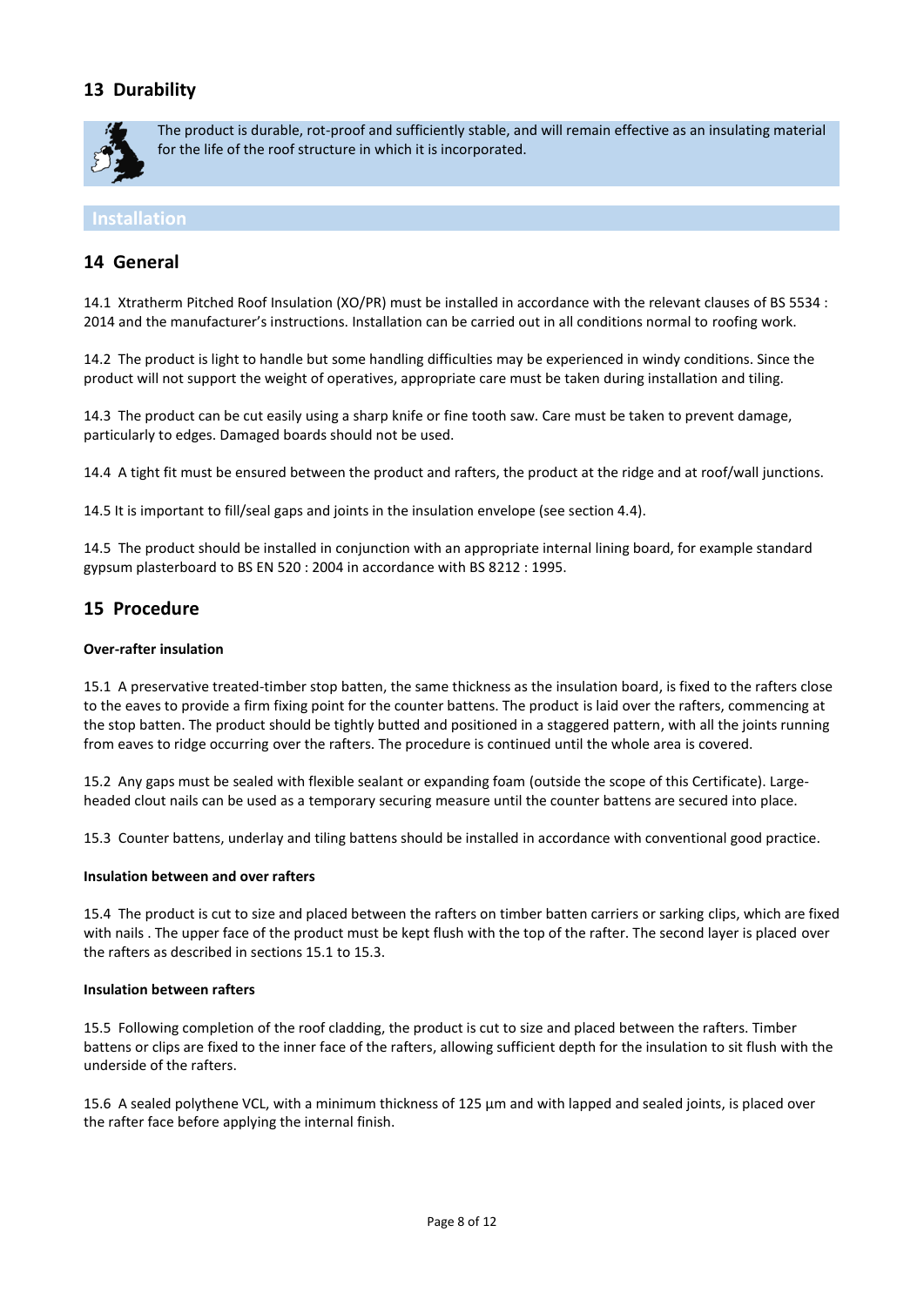## 13 Durability

The product is durable, rot-proof and sufficiently stable, and will remain effective as an insulating material for the life of the roof structure in which it is incorporated.

# Installation

## 14 General

14.1 Xtratherm Pitched Roof Insulation (XO/PR) must be installed in accordance with the relevant clauses of BS 5534 : 2014 and the manufacturer's instructions. Installation can be carried out in all conditions normal to roofing work.

14.2 The product is light to handle but some handling difficulties may be experienced in windy conditions. Since the product will not support the weight of operatives, appropriate care must be taken during installation and tiling.

14.3 The product can be cut easily using a sharp knife or fine tooth saw. Care must be taken to prevent damage, particularly to edges. Damaged boards should not be used.

14.4 A tight fit must be ensured between the product and rafters, the product at the ridge and at roof/wall junctions.

14.5 It is important to fill/seal gaps and joints in the insulation envelope (see section 4.4).

14.5 The product should be installed in conjunction with an appropriate internal lining board, for example standard gypsum plasterboard to BS EN 520 : 2004 in accordance with BS 8212 : 1995.

## 15 Procedure

**Over-rafter insulation**

15.1 A preservative treated-timber stop batten, the same thickness as the insulation board, is fixed to the rafters close to the eaves to provide a firm fixing point for the counter battens. The product is laid over the rafters, commencing at the stop batten. The product should be tightly butted and positioned in a staggered pattern, with all the joints running from eaves to ridge occurring over the rafters. The procedure is continued until the whole area is covered.

15.2 Any gaps must be sealed with flexible sealant or expanding foam (outside the scope of this Certificate). Large-headed clout nails can be used as a temporary securing measure until the counter battens are secured into place.

15.3 Counter battens, underlay and tiling battens should be installed in accordance with conventional good practice.

**Insulation between and over rafters**

15.4 The product is cut to size and placed between the rafters on timber batten carriers or sarking clips, which are fixed with nails . The upper face of the product must be kept flush with the top of the rafter. The second layer is placed over the rafters as described in sections 15.1 to 15.3.

**Insulation between rafters**

15.5 Following completion of the roof cladding, the product is cut to size and placed between the rafters. Timber battens or clips are fixed to the inner face of the rafters, allowing sufficient depth for the insulation to sit flush with the underside of the rafters.

15.6 A sealed polythene VCL, with a minimum thickness of 125 µm and with lapped and sealed joints, is placed over the rafter face before applying the internal finish.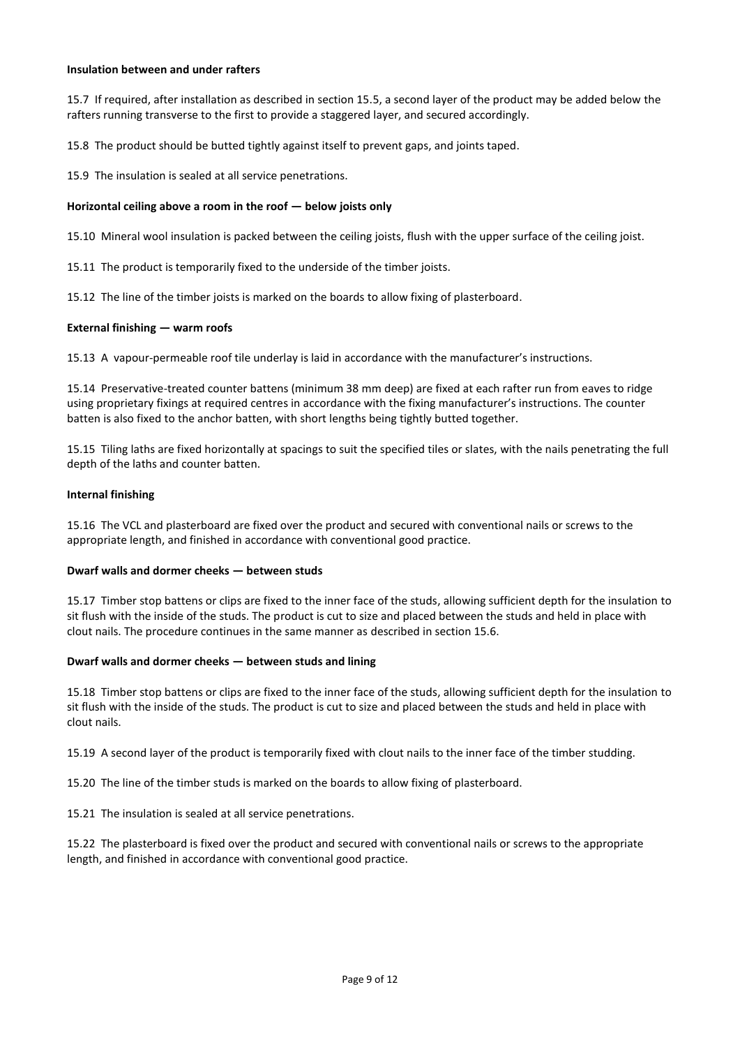**Insulation between and under rafters**

15.7 If required, after installation as described in section 15.5, a second layer of the product may be added below the rafters running transverse to the first to provide a staggered layer, and secured accordingly.

15.8 The product should be butted tightly against itself to prevent gaps, and joints taped.

15.9 The insulation is sealed at all service penetrations.

**Horizontal ceiling above a room in the roof — below joists only**

15.10 Mineral wool insulation is packed between the ceiling joists, flush with the upper surface of the ceiling joist.

15.11 The product is temporarily fixed to the underside of the timber joists.

15.12 The line of the timber joists is marked on the boards to allow fixing of plasterboard.

**External finishing — warm roofs**

15.13 A vapour-permeable roof tile underlay is laid in accordance with the manufacturer's instructions.

15.14 Preservative-treated counter battens (minimum 38 mm deep) are fixed at each rafter run from eaves to ridge using proprietary fixings at required centres in accordance with the fixing manufacturer's instructions. The counter batten is also fixed to the anchor batten, with short lengths being tightly butted together.

15.15 Tiling laths are fixed horizontally at spacings to suit the specified tiles or slates, with the nails penetrating the full depth of the laths and counter batten.

**Internal finishing**

15.16 The VCL and plasterboard are fixed over the product and secured with conventional nails or screws to the appropriate length, and finished in accordance with conventional good practice.

**Dwarf walls and dormer cheeks — between studs**

15.17 Timber stop battens or clips are fixed to the inner face of the studs, allowing sufficient depth for the insulation to sit flush with the inside of the studs. The product is cut to size and placed between the studs and held in place with clout nails. The procedure continues in the same manner as described in section 15.6.

**Dwarf walls and dormer cheeks — between studs and lining**

15.18 Timber stop battens or clips are fixed to the inner face of the studs, allowing sufficient depth for the insulation to sit flush with the inside of the studs. The product is cut to size and placed between the studs and held in place with clout nails.

15.19 A second layer of the product is temporarily fixed with clout nails to the inner face of the timber studding.

15.20 The line of the timber studs is marked on the boards to allow fixing of plasterboard.

15.21 The insulation is sealed at all service penetrations.

15.22 The plasterboard is fixed over the product and secured with conventional nails or screws to the appropriate length, and finished in accordance with conventional good practice.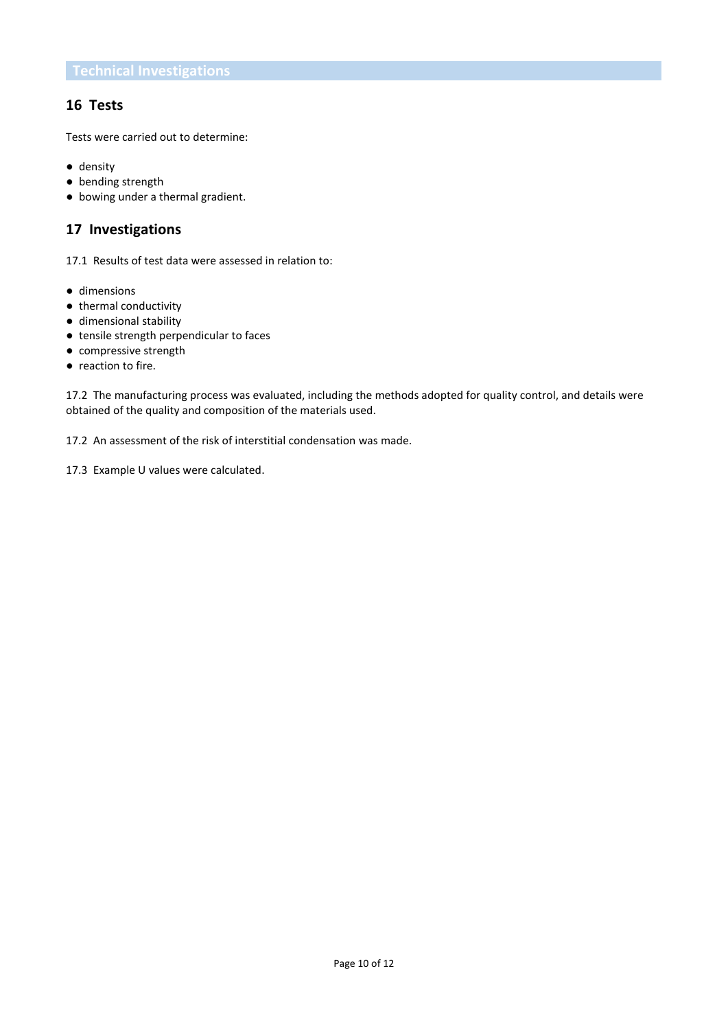# Technical Investigations

## 16 Tests

Tests were carried out to determine:

- density
- bending strength
- bowing under a thermal gradient.

## 17 Investigations

17.1 Results of test data were assessed in relation to:

- dimensions
- thermal conductivity
- dimensional stability
- tensile strength perpendicular to faces
- compressive strength
- reaction to fire.

17.2 The manufacturing process was evaluated, including the methods adopted for quality control, and details were obtained of the quality and composition of the materials used.

17.2 An assessment of the risk of interstitial condensation was made.

17.3 Example U values were calculated.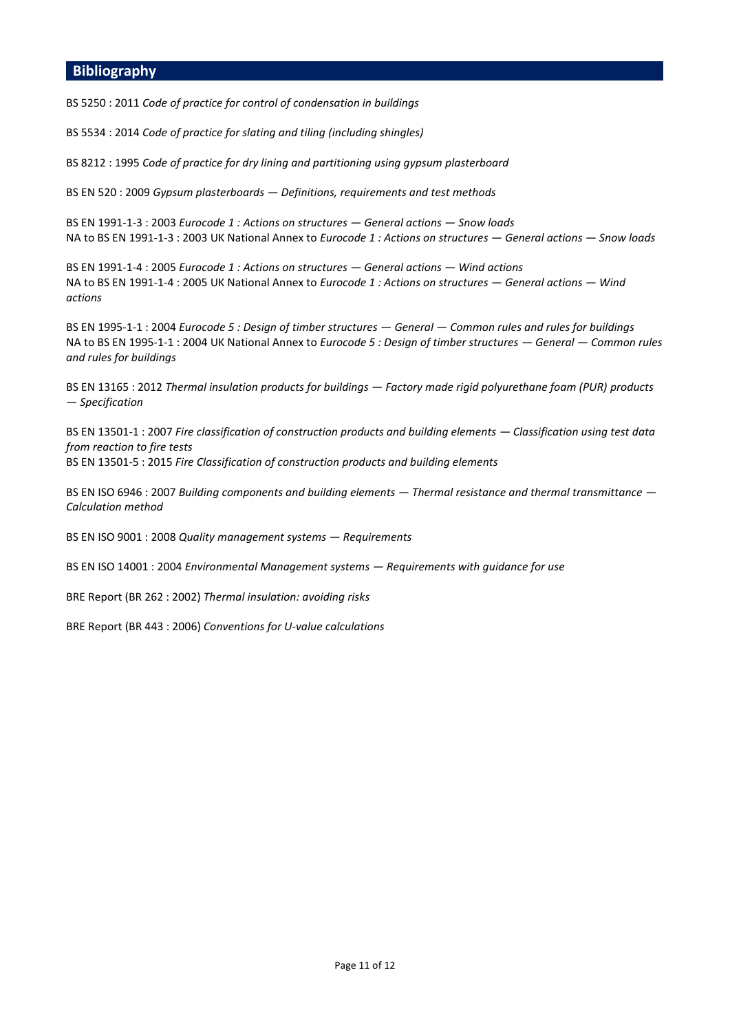## Bibliography

BS 5250 : 2011 *Code of practice for control of condensation in buildings*

BS 5534 : 2014 *Code of practice for slating and tiling (including shingles)*

BS 8212 : 1995 *Code of practice for dry lining and partitioning using gypsum plasterboard*

BS EN 520 : 2009 *Gypsum plasterboards — Definitions, requirements and test methods*

BS EN 1991-1-3 : 2003 *Eurocode 1 : Actions on structures — General actions — Snow loads*
NA to BS EN 1991-1-3 : 2003 UK National Annex to *Eurocode 1 : Actions on structures — General actions — Snow loads*

BS EN 1991-1-4 : 2005 *Eurocode 1 : Actions on structures — General actions — Wind actions*
NA to BS EN 1991-1-4 : 2005 UK National Annex to *Eurocode 1 : Actions on structures — General actions — Wind actions*

BS EN 1995-1-1 : 2004 *Eurocode 5 : Design of timber structures — General — Common rules and rules for buildings*
NA to BS EN 1995-1-1 : 2004 UK National Annex to *Eurocode 5 : Design of timber structures — General — Common rules and rules for buildings*

BS EN 13165 : 2012 *Thermal insulation products for buildings — Factory made rigid polyurethane foam (PUR) products — Specification*

BS EN 13501-1 : 2007 *Fire classification of construction products and building elements — Classification using test data from reaction to fire tests*
BS EN 13501-5 : 2015 *Fire Classification of construction products and building elements*

BS EN ISO 6946 : 2007 *Building components and building elements — Thermal resistance and thermal transmittance — Calculation method*

BS EN ISO 9001 : 2008 *Quality management systems — Requirements*

BS EN ISO 14001 : 2004 *Environmental Management systems — Requirements with guidance for use*

BRE Report (BR 262 : 2002) *Thermal insulation: avoiding risks*

BRE Report (BR 443 : 2006) *Conventions for U-value calculations*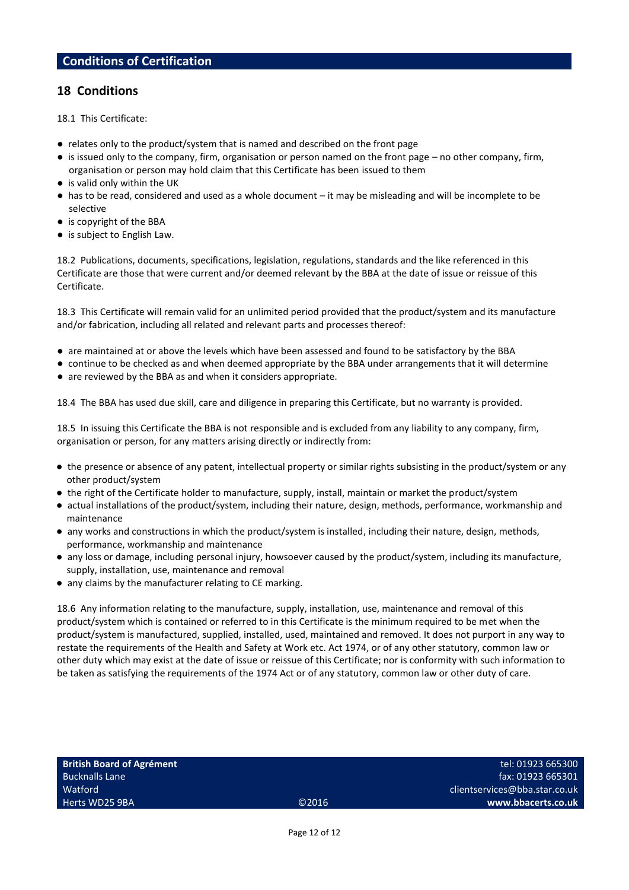## Conditions of Certification

## 18 Conditions

18.1 This Certificate:

- relates only to the product/system that is named and described on the front page
- is issued only to the company, firm, organisation or person named on the front page – no other company, firm, organisation or person may hold claim that this Certificate has been issued to them
- is valid only within the UK
- has to be read, considered and used as a whole document – it may be misleading and will be incomplete to be selective
- is copyright of the BBA
- is subject to English Law.

18.2 Publications, documents, specifications, legislation, regulations, standards and the like referenced in this Certificate are those that were current and/or deemed relevant by the BBA at the date of issue or reissue of this Certificate.

18.3 This Certificate will remain valid for an unlimited period provided that the product/system and its manufacture and/or fabrication, including all related and relevant parts and processes thereof:

- are maintained at or above the levels which have been assessed and found to be satisfactory by the BBA
- continue to be checked as and when deemed appropriate by the BBA under arrangements that it will determine
- are reviewed by the BBA as and when it considers appropriate.

18.4 The BBA has used due skill, care and diligence in preparing this Certificate, but no warranty is provided.

18.5 In issuing this Certificate the BBA is not responsible and is excluded from any liability to any company, firm, organisation or person, for any matters arising directly or indirectly from:

- the presence or absence of any patent, intellectual property or similar rights subsisting in the product/system or any other product/system
- the right of the Certificate holder to manufacture, supply, install, maintain or market the product/system
- actual installations of the product/system, including their nature, design, methods, performance, workmanship and maintenance
- any works and constructions in which the product/system is installed, including their nature, design, methods, performance, workmanship and maintenance
- any loss or damage, including personal injury, howsoever caused by the product/system, including its manufacture, supply, installation, use, maintenance and removal
- any claims by the manufacturer relating to CE marking.

18.6 Any information relating to the manufacture, supply, installation, use, maintenance and removal of this product/system which is contained or referred to in this Certificate is the minimum required to be met when the product/system is manufactured, supplied, installed, used, maintained and removed. It does not purport in any way to restate the requirements of the Health and Safety at Work etc. Act 1974, or of any other statutory, common law or other duty which may exist at the date of issue or reissue of this Certificate; nor is conformity with such information to be taken as satisfying the requirements of the 1974 Act or of any statutory, common law or other duty of care.

**British Board of Agrément**
Bucknalls Lane
Watford
Herts WD25 9BA

©2016

tel: 01923 665300
fax: 01923 665301
clientservices@bba.star.co.uk
**www.bbacerts.co.uk**